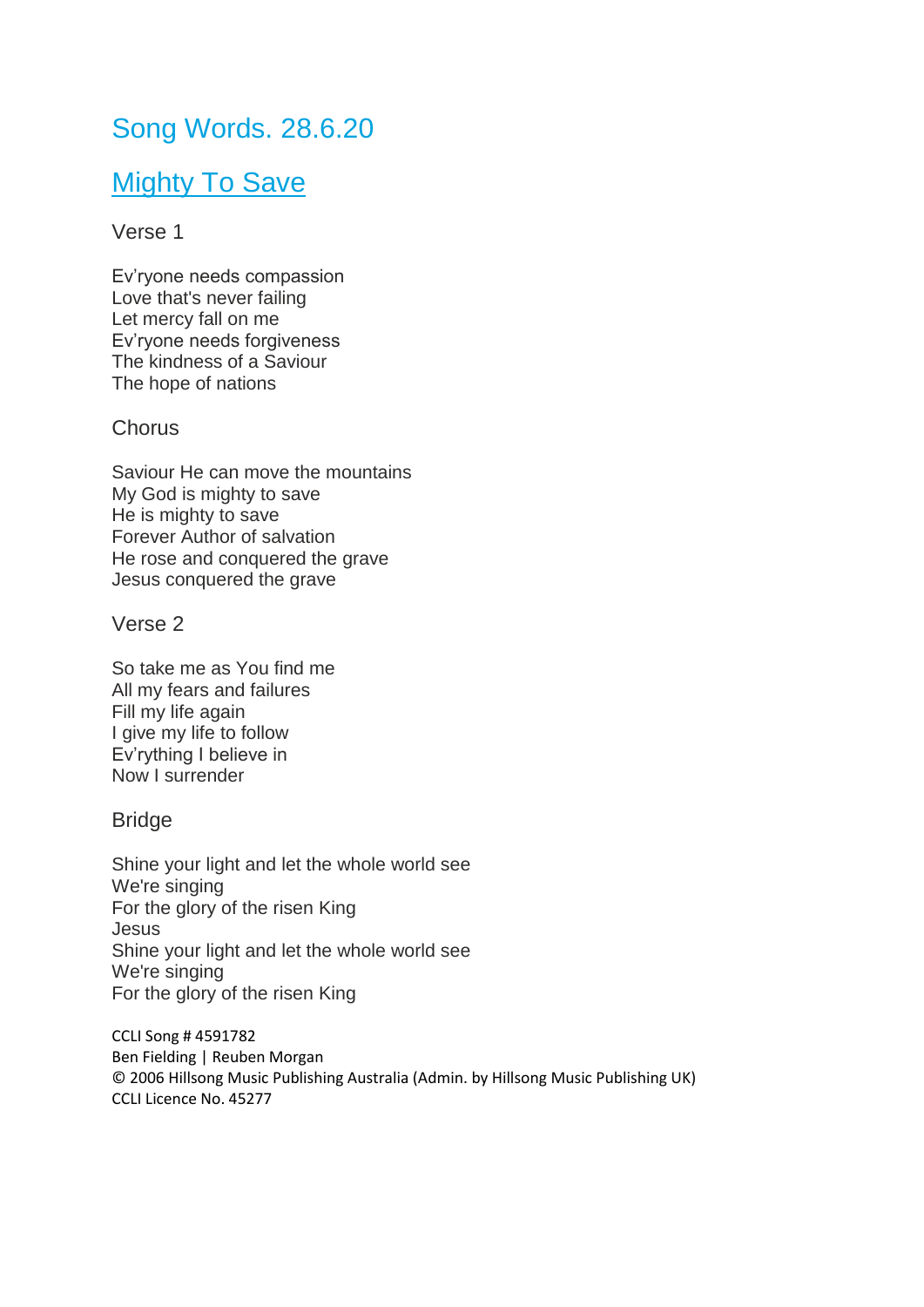# Song Words. 28.6.20

### **Mighty To Save**

#### Verse 1

Ev'ryone needs compassion Love that's never failing Let mercy fall on me Ev'ryone needs forgiveness The kindness of a Saviour The hope of nations

#### **Chorus**

Saviour He can move the mountains My God is mighty to save He is mighty to save Forever Author of salvation He rose and conquered the grave Jesus conquered the grave

#### Verse 2

So take me as You find me All my fears and failures Fill my life again I give my life to follow Ev'rything I believe in Now I surrender

#### Bridge

Shine your light and let the whole world see We're singing For the glory of the risen King Jesus Shine your light and let the whole world see We're singing For the glory of the risen King

CCLI Song # 4591782 Ben Fielding | Reuben Morgan © 2006 Hillsong Music Publishing Australia (Admin. by Hillsong Music Publishing UK) CCLI Licence No. 45277